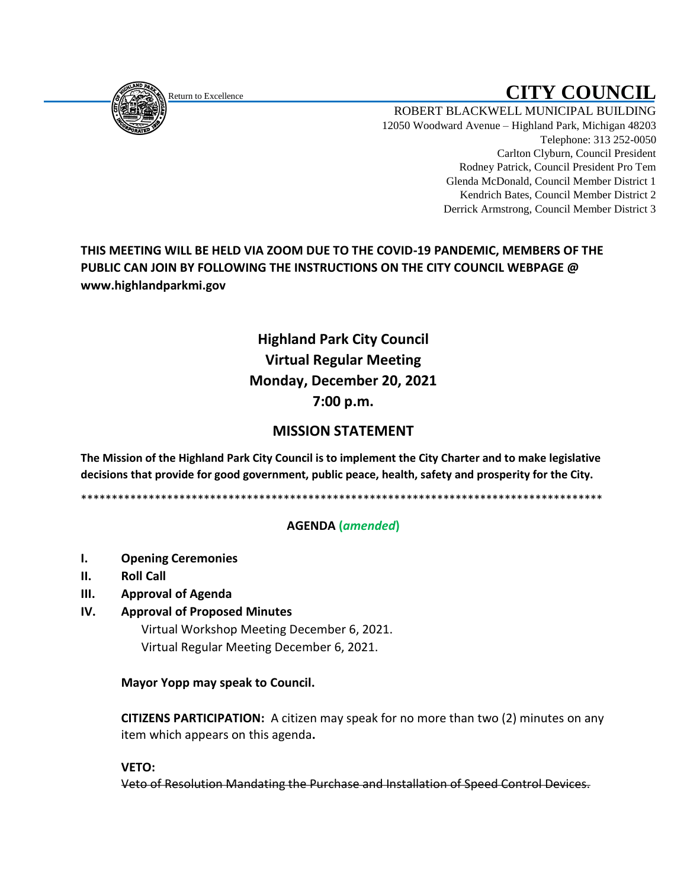Return to Excellence

# CITY COUNCIL

ROBERT BLACKWELL MUNICIPAL BUILDING
12050 Woodward Avenue – Highland Park, Michigan 48203
Telephone: 313 252-0050
Carlton Clyburn, Council President
Rodney Patrick, Council President Pro Tem
Glenda McDonald, Council Member District 1
Kendrich Bates, Council Member District 2
Derrick Armstrong, Council Member District 3

**THIS MEETING WILL BE HELD VIA ZOOM DUE TO THE COVID-19 PANDEMIC, MEMBERS OF THE PUBLIC CAN JOIN BY FOLLOWING THE INSTRUCTIONS ON THE CITY COUNCIL WEBPAGE @ www.highlandparkmi.gov**

## Highland Park City Council
## Virtual Regular Meeting
## Monday, December 20, 2021
## 7:00 p.m.

## MISSION STATEMENT

**The Mission of the Highland Park City Council is to implement the City Charter and to make legislative decisions that provide for good government, public peace, health, safety and prosperity for the City.**

\*\*\*\*\*\*\*\*\*\*\*\*\*\*\*\*\*\*\*\*\*\*\*\*\*\*\*\*\*\*\*\*\*\*\*\*\*\*\*\*\*\*\*\*\*\*\*\*\*\*\*\*\*\*\*\*\*\*\*\*\*\*\*\*\*\*\*\*\*\*\*\*\*\*\*\*\*\*\*\*\*\*\*\*\*\*

**AGENDA (*amended*)**

- **I. Opening Ceremonies**
- **II. Roll Call**
- **III. Approval of Agenda**
- **IV. Approval of Proposed Minutes**
  - Virtual Workshop Meeting December 6, 2021.
  - Virtual Regular Meeting December 6, 2021.

**Mayor Yopp may speak to Council.**

**CITIZENS PARTICIPATION:** A citizen may speak for no more than two (2) minutes on any item which appears on this agenda**.**

**VETO:**

~~Veto of Resolution Mandating the Purchase and Installation of Speed Control Devices.~~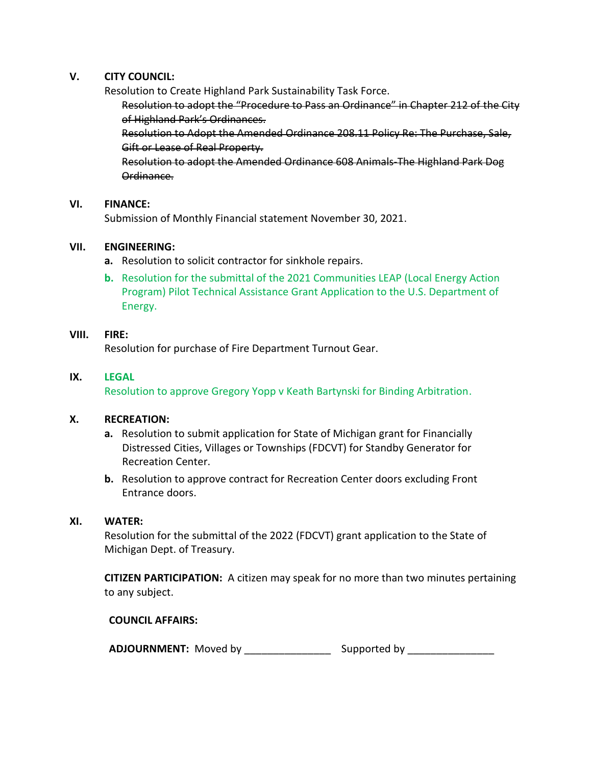## V. CITY COUNCIL:

Resolution to Create Highland Park Sustainability Task Force.

~~Resolution to adopt the "Procedure to Pass an Ordinance" in Chapter 212 of the City of Highland Park's Ordinances.~~

~~Resolution to Adopt the Amended Ordinance 208.11 Policy Re: The Purchase, Sale, Gift or Lease of Real Property.~~

~~Resolution to adopt the Amended Ordinance 608 Animals-The Highland Park Dog Ordinance.~~

## VI. FINANCE:

Submission of Monthly Financial statement November 30, 2021.

## VII. ENGINEERING:

**a.** Resolution to solicit contractor for sinkhole repairs.

**b.** Resolution for the submittal of the 2021 Communities LEAP (Local Energy Action Program) Pilot Technical Assistance Grant Application to the U.S. Department of Energy.

## VIII. FIRE:

Resolution for purchase of Fire Department Turnout Gear.

## IX. LEGAL

Resolution to approve Gregory Yopp v Keath Bartynski for Binding Arbitration.

## X. RECREATION:

**a.** Resolution to submit application for State of Michigan grant for Financially Distressed Cities, Villages or Townships (FDCVT) for Standby Generator for Recreation Center.

**b.** Resolution to approve contract for Recreation Center doors excluding Front Entrance doors.

## XI. WATER:

Resolution for the submittal of the 2022 (FDCVT) grant application to the State of Michigan Dept. of Treasury.

**CITIZEN PARTICIPATION:** A citizen may speak for no more than two minutes pertaining to any subject.

**COUNCIL AFFAIRS:**

**ADJOURNMENT:** Moved by _______________ Supported by _______________